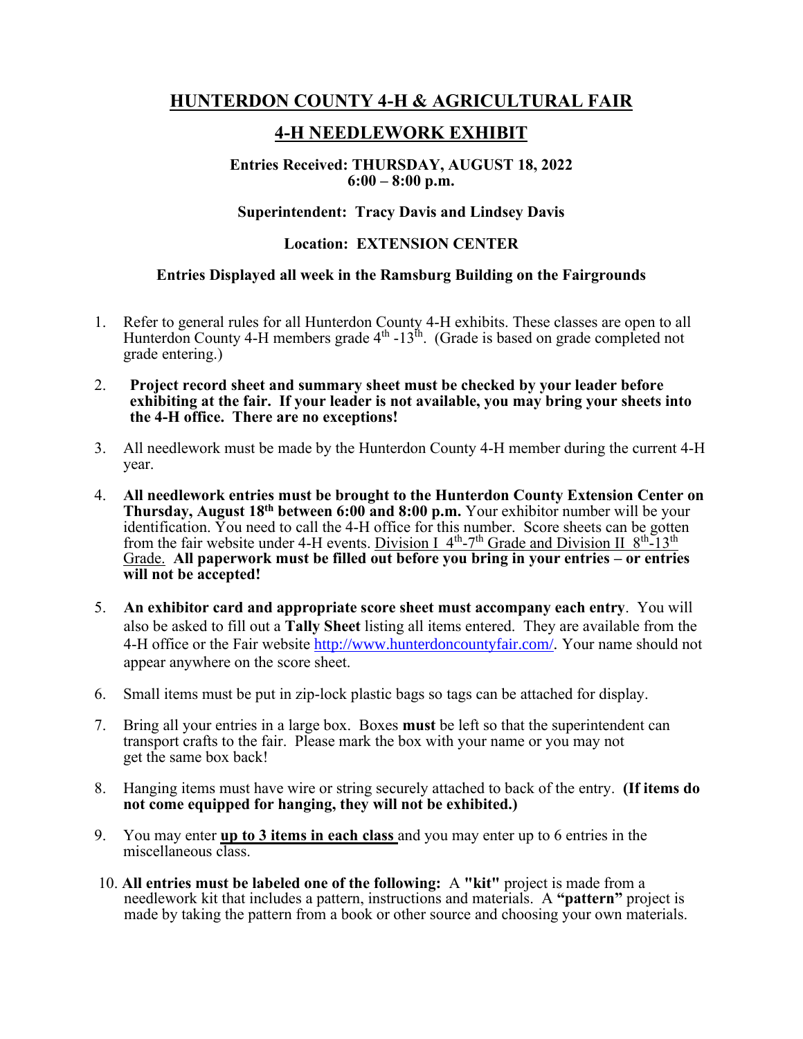# HUNTERDON COUNTY 4-H & AGRICULTURAL FAIR

## 4-H NEEDLEWORK EXHIBIT

**Entries Received: THURSDAY, AUGUST 18, 2022**
**6:00 – 8:00 p.m.**

**Superintendent: Tracy Davis and Lindsey Davis**

**Location: EXTENSION CENTER**

**Entries Displayed all week in the Ramsburg Building on the Fairgrounds**

1. Refer to general rules for all Hunterdon County 4-H exhibits. These classes are open to all Hunterdon County 4-H members grade 4th -13th. (Grade is based on grade completed not grade entering.)

2. **Project record sheet and summary sheet must be checked by your leader before exhibiting at the fair. If your leader is not available, you may bring your sheets into the 4-H office. There are no exceptions!**

3. All needlework must be made by the Hunterdon County 4-H member during the current 4-H year.

4. **All needlework entries must be brought to the Hunterdon County Extension Center on Thursday, August 18th between 6:00 and 8:00 p.m.** Your exhibitor number will be your identification. You need to call the 4-H office for this number. Score sheets can be gotten from the fair website under 4-H events. Division I 4th-7th Grade and Division II 8th-13th Grade. **All paperwork must be filled out before you bring in your entries – or entries will not be accepted!**

5. **An exhibitor card and appropriate score sheet must accompany each entry**. You will also be asked to fill out a **Tally Sheet** listing all items entered. They are available from the 4-H office or the Fair website http://www.hunterdoncountyfair.com/. Your name should not appear anywhere on the score sheet.

6. Small items must be put in zip-lock plastic bags so tags can be attached for display.

7. Bring all your entries in a large box. Boxes **must** be left so that the superintendent can transport crafts to the fair. Please mark the box with your name or you may not get the same box back!

8. Hanging items must have wire or string securely attached to back of the entry. **(If items do not come equipped for hanging, they will not be exhibited.)**

9. You may enter **up to 3 items in each class** and you may enter up to 6 entries in the miscellaneous class.

10. **All entries must be labeled one of the following:** A **"kit"** project is made from a needlework kit that includes a pattern, instructions and materials. A **"pattern"** project is made by taking the pattern from a book or other source and choosing your own materials.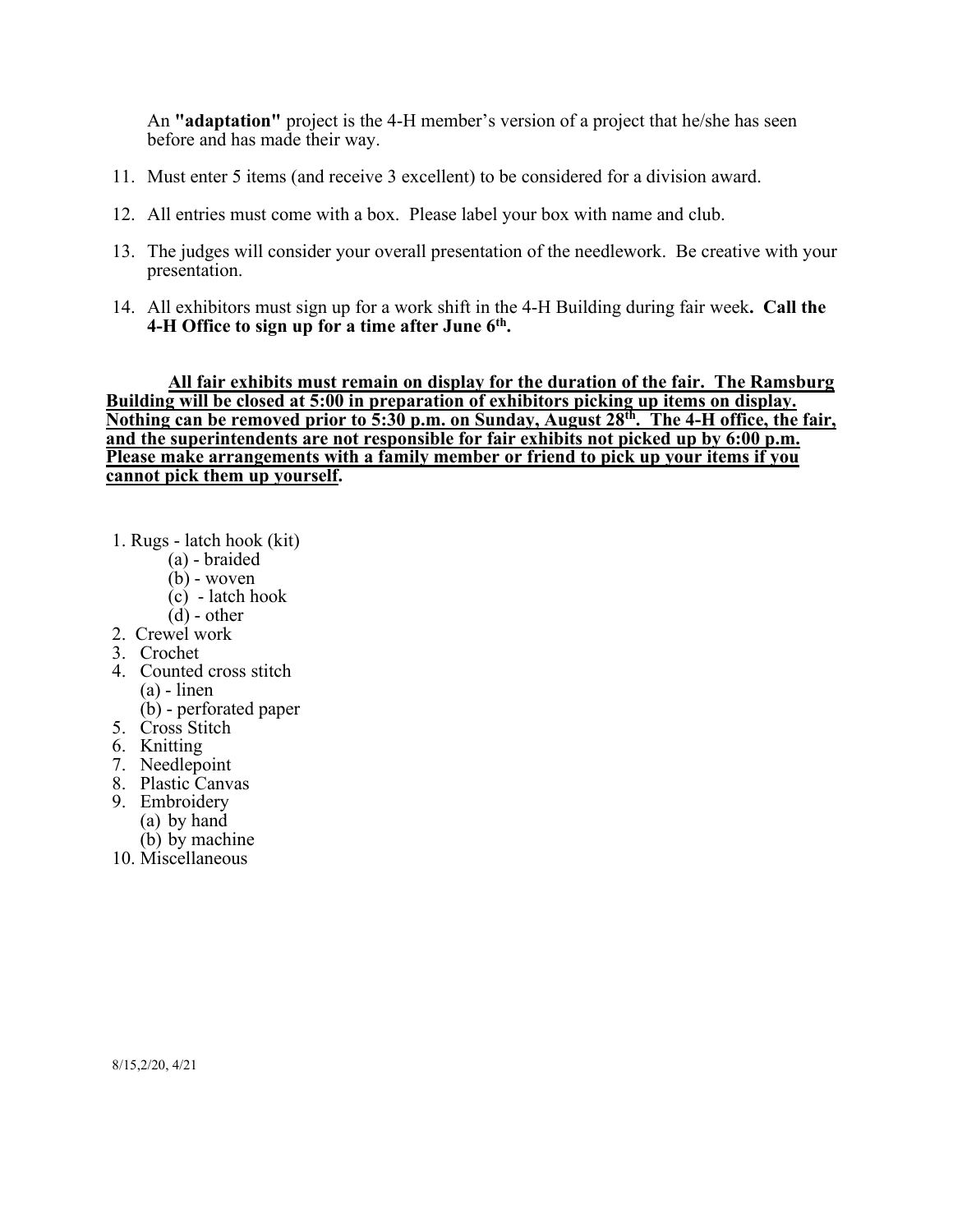An **"adaptation"** project is the 4-H member's version of a project that he/she has seen before and has made their way.

11. Must enter 5 items (and receive 3 excellent) to be considered for a division award.

12. All entries must come with a box. Please label your box with name and club.

13. The judges will consider your overall presentation of the needlework. Be creative with your presentation.

14. All exhibitors must sign up for a work shift in the 4-H Building during fair week**. Call the 4-H Office to sign up for a time after June 6th.**

<u>**All fair exhibits must remain on display for the duration of the fair. The Ramsburg Building will be closed at 5:00 in preparation of exhibitors picking up items on display. Nothing can be removed prior to 5:30 p.m. on Sunday, August 28th. The 4-H office, the fair, and the superintendents are not responsible for fair exhibits not picked up by 6:00 p.m. Please make arrangements with a family member or friend to pick up your items if you cannot pick them up yourself.**</u>

1. Rugs - latch hook (kit)
   - (a) - braided
   - (b) - woven
   - (c) - latch hook
   - (d) - other
2. Crewel work
3. Crochet
4. Counted cross stitch
   - (a) - linen
   - (b) - perforated paper
5. Cross Stitch
6. Knitting
7. Needlepoint
8. Plastic Canvas
9. Embroidery
   - (a) by hand
   - (b) by machine
10. Miscellaneous

8/15,2/20, 4/21